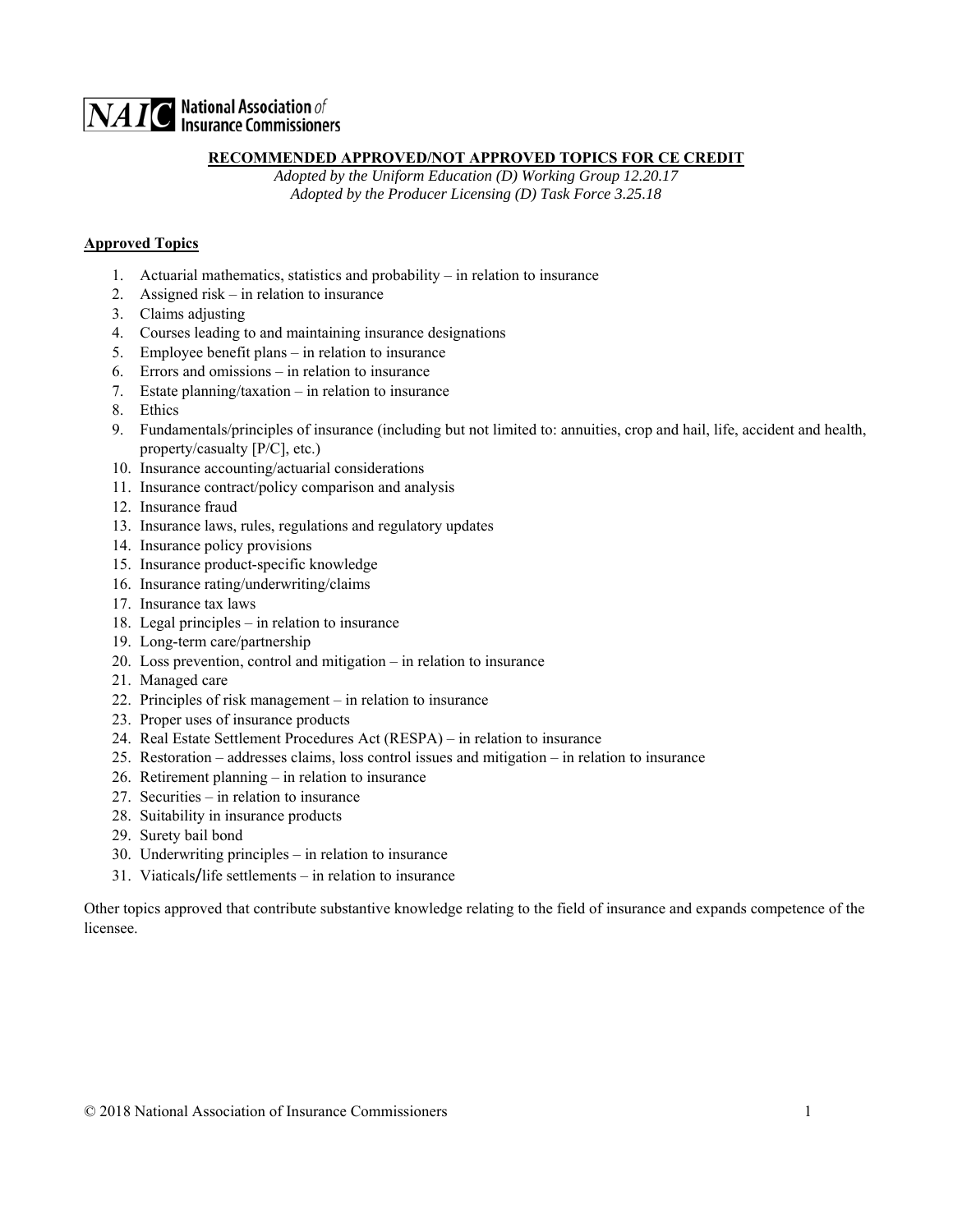NAIC National Association of Insurance Commissioners

# RECOMMENDED APPROVED/NOT APPROVED TOPICS FOR CE CREDIT

*Adopted by the Uniform Education (D) Working Group 12.20.17*
*Adopted by the Producer Licensing (D) Task Force 3.25.18*

## Approved Topics

1. Actuarial mathematics, statistics and probability – in relation to insurance
2. Assigned risk – in relation to insurance
3. Claims adjusting
4. Courses leading to and maintaining insurance designations
5. Employee benefit plans – in relation to insurance
6. Errors and omissions – in relation to insurance
7. Estate planning/taxation – in relation to insurance
8. Ethics
9. Fundamentals/principles of insurance (including but not limited to: annuities, crop and hail, life, accident and health, property/casualty [P/C], etc.)
10. Insurance accounting/actuarial considerations
11. Insurance contract/policy comparison and analysis
12. Insurance fraud
13. Insurance laws, rules, regulations and regulatory updates
14. Insurance policy provisions
15. Insurance product-specific knowledge
16. Insurance rating/underwriting/claims
17. Insurance tax laws
18. Legal principles – in relation to insurance
19. Long-term care/partnership
20. Loss prevention, control and mitigation – in relation to insurance
21. Managed care
22. Principles of risk management – in relation to insurance
23. Proper uses of insurance products
24. Real Estate Settlement Procedures Act (RESPA) – in relation to insurance
25. Restoration – addresses claims, loss control issues and mitigation – in relation to insurance
26. Retirement planning – in relation to insurance
27. Securities – in relation to insurance
28. Suitability in insurance products
29. Surety bail bond
30. Underwriting principles – in relation to insurance
31. Viaticals/life settlements – in relation to insurance

Other topics approved that contribute substantive knowledge relating to the field of insurance and expands competence of the licensee.

© 2018 National Association of Insurance Commissioners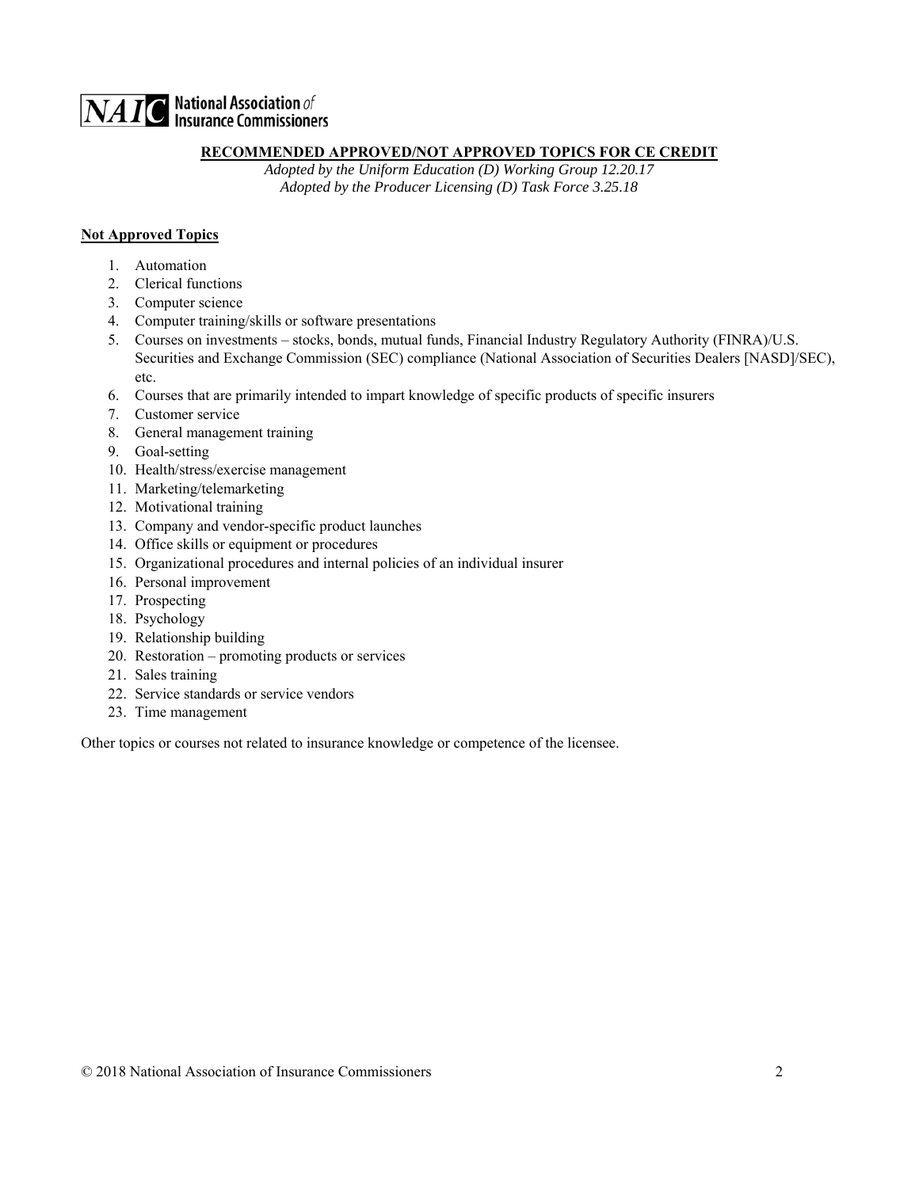**RECOMMENDED APPROVED/NOT APPROVED TOPICS FOR CE CREDIT**

*Adopted by the Uniform Education (D) Working Group 12.20.17*
*Adopted by the Producer Licensing (D) Task Force 3.25.18*

**Not Approved Topics**

1. Automation
2. Clerical functions
3. Computer science
4. Computer training/skills or software presentations
5. Courses on investments – stocks, bonds, mutual funds, Financial Industry Regulatory Authority (FINRA)/U.S. Securities and Exchange Commission (SEC) compliance (National Association of Securities Dealers [NASD]/SEC), etc.
6. Courses that are primarily intended to impart knowledge of specific products of specific insurers
7. Customer service
8. General management training
9. Goal-setting
10. Health/stress/exercise management
11. Marketing/telemarketing
12. Motivational training
13. Company and vendor-specific product launches
14. Office skills or equipment or procedures
15. Organizational procedures and internal policies of an individual insurer
16. Personal improvement
17. Prospecting
18. Psychology
19. Relationship building
20. Restoration – promoting products or services
21. Sales training
22. Service standards or service vendors
23. Time management

Other topics or courses not related to insurance knowledge or competence of the licensee.

© 2018 National Association of Insurance Commissioners